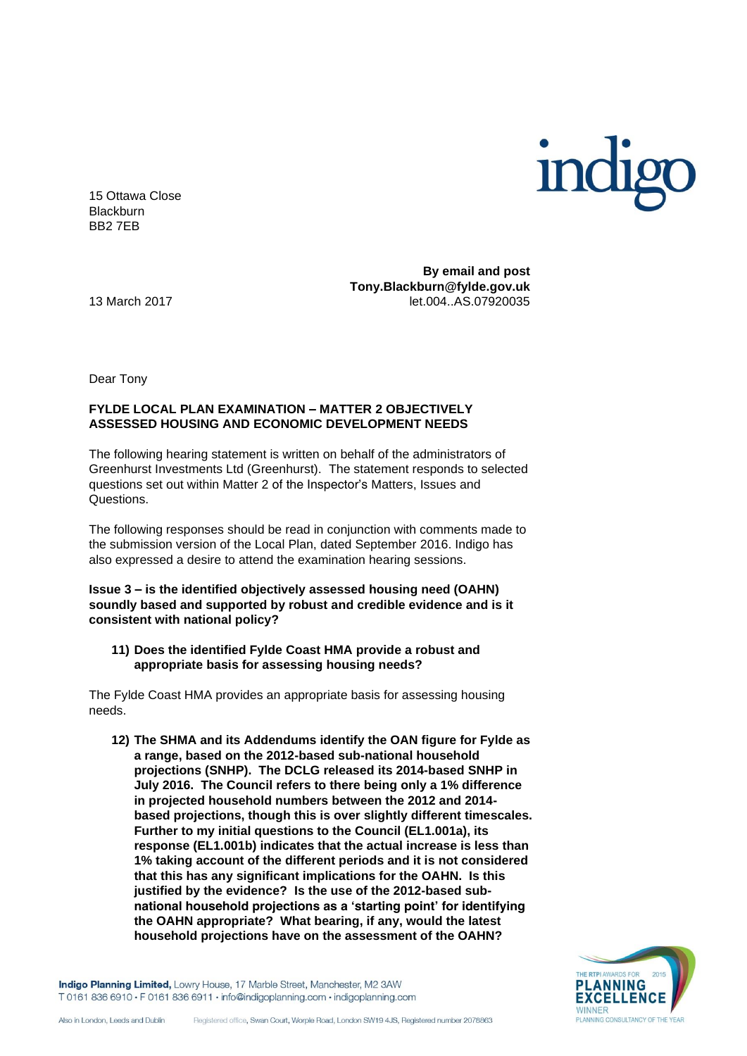15 Ottawa Close
Blackburn
BB2 7EB

**By email and post**
**Tony.Blackburn@fylde.gov.uk**
let.004..AS.07920035

13 March 2017

Dear Tony

**FYLDE LOCAL PLAN EXAMINATION – MATTER 2 OBJECTIVELY ASSESSED HOUSING AND ECONOMIC DEVELOPMENT NEEDS**

The following hearing statement is written on behalf of the administrators of Greenhurst Investments Ltd (Greenhurst). The statement responds to selected questions set out within Matter 2 of the Inspector's Matters, Issues and Questions.

The following responses should be read in conjunction with comments made to the submission version of the Local Plan, dated September 2016. Indigo has also expressed a desire to attend the examination hearing sessions.

**Issue 3 – is the identified objectively assessed housing need (OAHN) soundly based and supported by robust and credible evidence and is it consistent with national policy?**

**11) Does the identified Fylde Coast HMA provide a robust and appropriate basis for assessing housing needs?**

The Fylde Coast HMA provides an appropriate basis for assessing housing needs.

**12) The SHMA and its Addendums identify the OAN figure for Fylde as a range, based on the 2012-based sub-national household projections (SNHP). The DCLG released its 2014-based SNHP in July 2016. The Council refers to there being only a 1% difference in projected household numbers between the 2012 and 2014-based projections, though this is over slightly different timescales. Further to my initial questions to the Council (EL1.001a), its response (EL1.001b) indicates that the actual increase is less than 1% taking account of the different periods and it is not considered that this has any significant implications for the OAHN. Is this justified by the evidence? Is the use of the 2012-based sub-national household projections as a 'starting point' for identifying the OAHN appropriate? What bearing, if any, would the latest household projections have on the assessment of the OAHN?**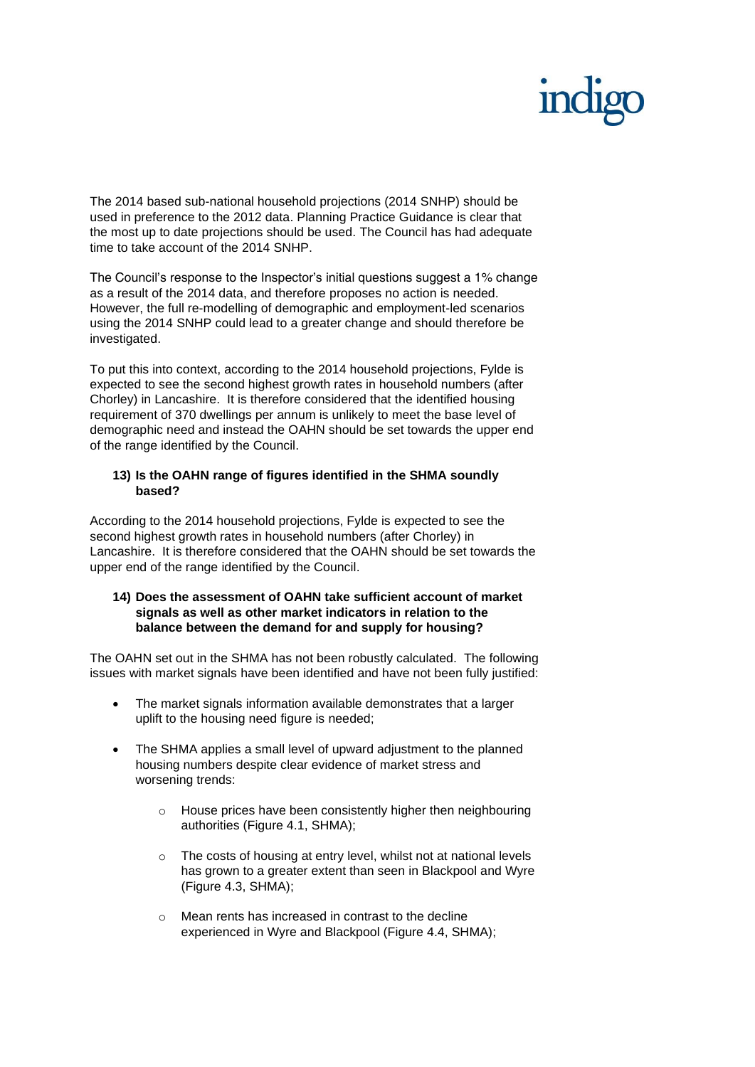The 2014 based sub-national household projections (2014 SNHP) should be used in preference to the 2012 data. Planning Practice Guidance is clear that the most up to date projections should be used. The Council has had adequate time to take account of the 2014 SNHP.

The Council's response to the Inspector's initial questions suggest a 1% change as a result of the 2014 data, and therefore proposes no action is needed. However, the full re-modelling of demographic and employment-led scenarios using the 2014 SNHP could lead to a greater change and should therefore be investigated.

To put this into context, according to the 2014 household projections, Fylde is expected to see the second highest growth rates in household numbers (after Chorley) in Lancashire. It is therefore considered that the identified housing requirement of 370 dwellings per annum is unlikely to meet the base level of demographic need and instead the OAHN should be set towards the upper end of the range identified by the Council.

**13) Is the OAHN range of figures identified in the SHMA soundly based?**

According to the 2014 household projections, Fylde is expected to see the second highest growth rates in household numbers (after Chorley) in Lancashire. It is therefore considered that the OAHN should be set towards the upper end of the range identified by the Council.

**14) Does the assessment of OAHN take sufficient account of market signals as well as other market indicators in relation to the balance between the demand for and supply for housing?**

The OAHN set out in the SHMA has not been robustly calculated. The following issues with market signals have been identified and have not been fully justified:

- The market signals information available demonstrates that a larger uplift to the housing need figure is needed;
- The SHMA applies a small level of upward adjustment to the planned housing numbers despite clear evidence of market stress and worsening trends:
  - House prices have been consistently higher then neighbouring authorities (Figure 4.1, SHMA);
  - The costs of housing at entry level, whilst not at national levels has grown to a greater extent than seen in Blackpool and Wyre (Figure 4.3, SHMA);
  - Mean rents has increased in contrast to the decline experienced in Wyre and Blackpool (Figure 4.4, SHMA);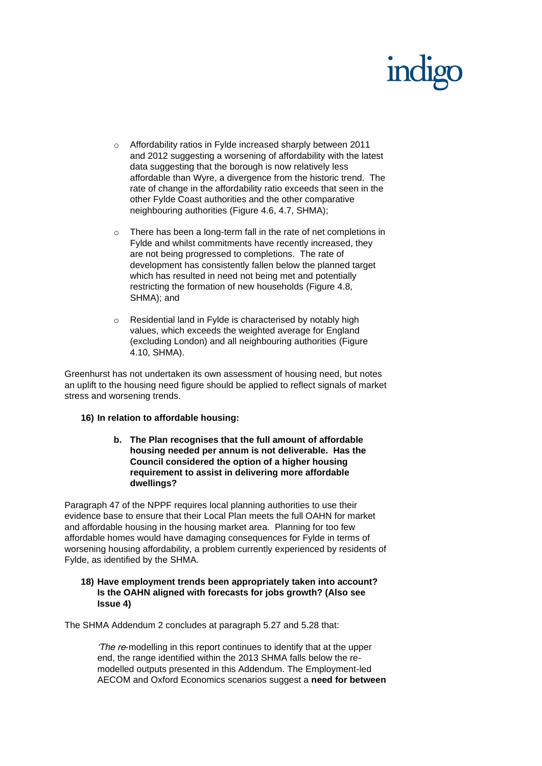- Affordability ratios in Fylde increased sharply between 2011 and 2012 suggesting a worsening of affordability with the latest data suggesting that the borough is now relatively less affordable than Wyre, a divergence from the historic trend. The rate of change in the affordability ratio exceeds that seen in the other Fylde Coast authorities and the other comparative neighbouring authorities (Figure 4.6, 4.7, SHMA);

- There has been a long-term fall in the rate of net completions in Fylde and whilst commitments have recently increased, they are not being progressed to completions. The rate of development has consistently fallen below the planned target which has resulted in need not being met and potentially restricting the formation of new households (Figure 4.8, SHMA); and

- Residential land in Fylde is characterised by notably high values, which exceeds the weighted average for England (excluding London) and all neighbouring authorities (Figure 4.10, SHMA).

Greenhurst has not undertaken its own assessment of housing need, but notes an uplift to the housing need figure should be applied to reflect signals of market stress and worsening trends.

**16) In relation to affordable housing:**

> **b. The Plan recognises that the full amount of affordable housing needed per annum is not deliverable. Has the Council considered the option of a higher housing requirement to assist in delivering more affordable dwellings?**

Paragraph 47 of the NPPF requires local planning authorities to use their evidence base to ensure that their Local Plan meets the full OAHN for market and affordable housing in the housing market area. Planning for too few affordable homes would have damaging consequences for Fylde in terms of worsening housing affordability, a problem currently experienced by residents of Fylde, as identified by the SHMA.

**18) Have employment trends been appropriately taken into account? Is the OAHN aligned with forecasts for jobs growth? (Also see Issue 4)**

The SHMA Addendum 2 concludes at paragraph 5.27 and 5.28 that:

> *'The re*-modelling in this report continues to identify that at the upper end, the range identified within the 2013 SHMA falls below the re-modelled outputs presented in this Addendum. The Employment-led AECOM and Oxford Economics scenarios suggest a **need for between**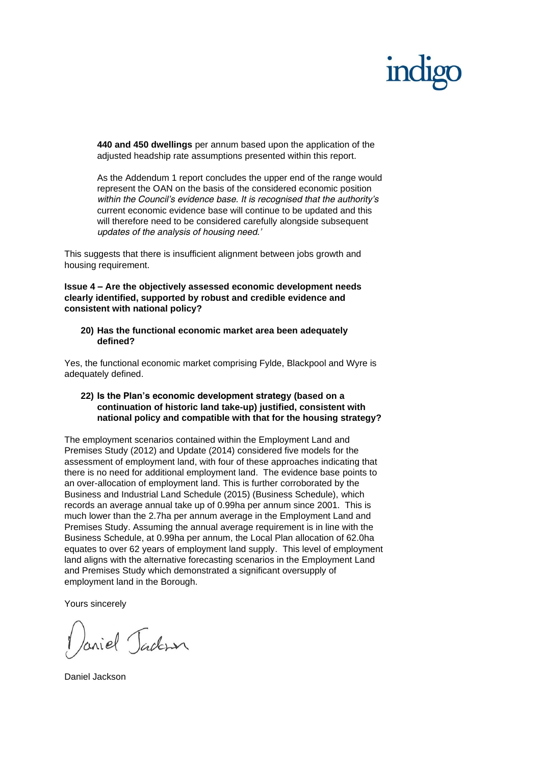**440 and 450 dwellings** per annum based upon the application of the adjusted headship rate assumptions presented within this report.

As the Addendum 1 report concludes the upper end of the range would represent the OAN on the basis of the considered economic position *within the Council's evidence base. It is recognised that the authority's* current economic evidence base will continue to be updated and this will therefore need to be considered carefully alongside subsequent *updates of the analysis of housing need.'*

This suggests that there is insufficient alignment between jobs growth and housing requirement.

**Issue 4 – Are the objectively assessed economic development needs clearly identified, supported by robust and credible evidence and consistent with national policy?**

**20) Has the functional economic market area been adequately defined?**

Yes, the functional economic market comprising Fylde, Blackpool and Wyre is adequately defined.

**22) Is the Plan's economic development strategy (based on a continuation of historic land take-up) justified, consistent with national policy and compatible with that for the housing strategy?**

The employment scenarios contained within the Employment Land and Premises Study (2012) and Update (2014) considered five models for the assessment of employment land, with four of these approaches indicating that there is no need for additional employment land. The evidence base points to an over-allocation of employment land. This is further corroborated by the Business and Industrial Land Schedule (2015) (Business Schedule), which records an average annual take up of 0.99ha per annum since 2001. This is much lower than the 2.7ha per annum average in the Employment Land and Premises Study. Assuming the annual average requirement is in line with the Business Schedule, at 0.99ha per annum, the Local Plan allocation of 62.0ha equates to over 62 years of employment land supply. This level of employment land aligns with the alternative forecasting scenarios in the Employment Land and Premises Study which demonstrated a significant oversupply of employment land in the Borough.

Yours sincerely

Daniel Jackson

Daniel Jackson